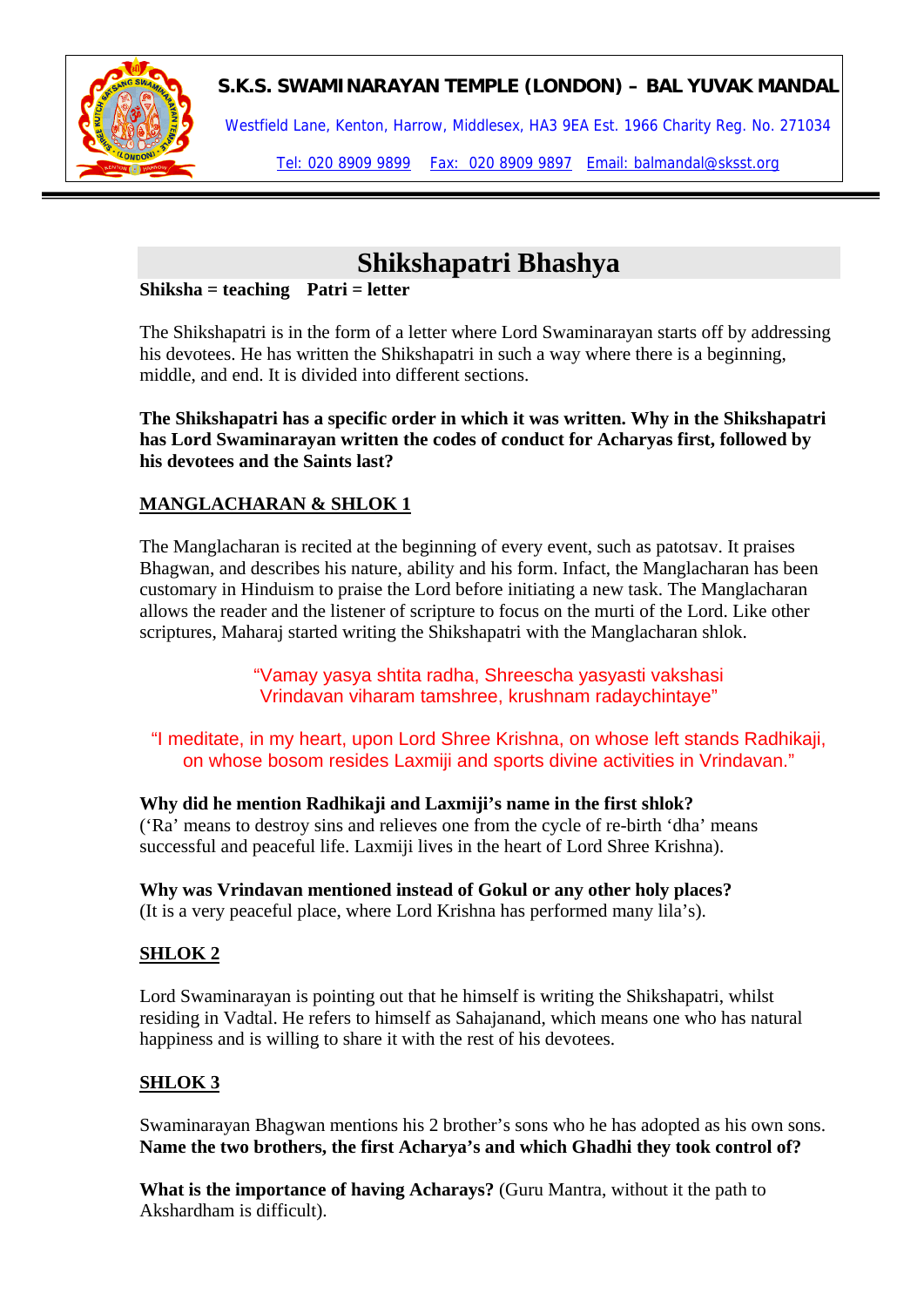**S.K.S. SWAMINARAYAN TEMPLE (LONDON) – BAL YUVAK MANDAL**

Westfield Lane, Kenton, Harrow, Middlesex, HA3 9EA Est. 1966 Charity Reg. No. 271034

Tel: 020 8909 9899 Fax: 020 8909 9897 Email: balmandal@sksst.org

# Shikshapatri Bhashya

**Shiksha = teaching Patri = letter**

The Shikshapatri is in the form of a letter where Lord Swaminarayan starts off by addressing his devotees. He has written the Shikshapatri in such a way where there is a beginning, middle, and end. It is divided into different sections.

**The Shikshapatri has a specific order in which it was written. Why in the Shikshapatri has Lord Swaminarayan written the codes of conduct for Acharyas first, followed by his devotees and the Saints last?**

## MANGLACHARAN & SHLOK 1

The Manglacharan is recited at the beginning of every event, such as patotsav. It praises Bhagwan, and describes his nature, ability and his form. Infact, the Manglacharan has been customary in Hinduism to praise the Lord before initiating a new task. The Manglacharan allows the reader and the listener of scripture to focus on the murti of the Lord. Like other scriptures, Maharaj started writing the Shikshapatri with the Manglacharan shlok.

"Vamay yasya shtita radha, Shreescha yasyasti vakshasi
Vrindavan viharam tamshree, krushnam radaychintaye"

"I meditate, in my heart, upon Lord Shree Krishna, on whose left stands Radhikaji, on whose bosom resides Laxmiji and sports divine activities in Vrindavan."

**Why did he mention Radhikaji and Laxmiji's name in the first shlok?**
('Ra' means to destroy sins and relieves one from the cycle of re-birth 'dha' means successful and peaceful life. Laxmiji lives in the heart of Lord Shree Krishna).

**Why was Vrindavan mentioned instead of Gokul or any other holy places?**
(It is a very peaceful place, where Lord Krishna has performed many lila's).

## SHLOK 2

Lord Swaminarayan is pointing out that he himself is writing the Shikshapatri, whilst residing in Vadtal. He refers to himself as Sahajanand, which means one who has natural happiness and is willing to share it with the rest of his devotees.

## SHLOK 3

Swaminarayan Bhagwan mentions his 2 brother's sons who he has adopted as his own sons. **Name the two brothers, the first Acharya's and which Ghadhi they took control of?**

**What is the importance of having Acharays?** (Guru Mantra, without it the path to Akshardham is difficult).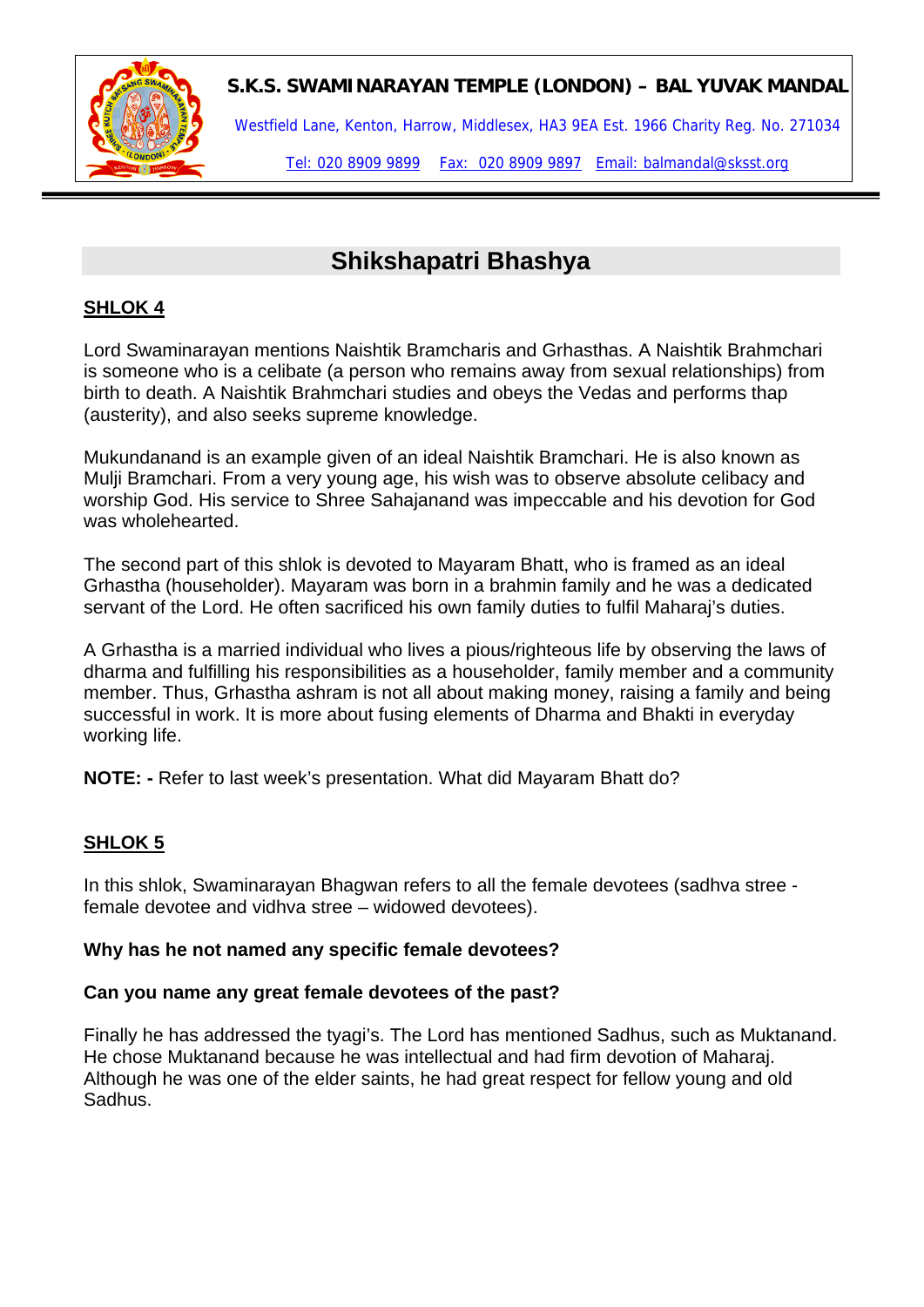**S.K.S. SWAMINARAYAN TEMPLE (LONDON) – BAL YUVAK MANDAL**

Westfield Lane, Kenton, Harrow, Middlesex, HA3 9EA Est. 1966 Charity Reg. No. 271034

Tel: 020 8909 9899 Fax: 020 8909 9897 Email: balmandal@sksst.org

# Shikshapatri Bhashya

## SHLOK 4

Lord Swaminarayan mentions Naishtik Bramcharis and Grhasthas. A Naishtik Brahmchari is someone who is a celibate (a person who remains away from sexual relationships) from birth to death. A Naishtik Brahmchari studies and obeys the Vedas and performs thap (austerity), and also seeks supreme knowledge.

Mukundanand is an example given of an ideal Naishtik Bramchari. He is also known as Mulji Bramchari. From a very young age, his wish was to observe absolute celibacy and worship God. His service to Shree Sahajanand was impeccable and his devotion for God was wholehearted.

The second part of this shlok is devoted to Mayaram Bhatt, who is framed as an ideal Grhastha (householder). Mayaram was born in a brahmin family and he was a dedicated servant of the Lord. He often sacrificed his own family duties to fulfil Maharaj's duties.

A Grhastha is a married individual who lives a pious/righteous life by observing the laws of dharma and fulfilling his responsibilities as a householder, family member and a community member. Thus, Grhastha ashram is not all about making money, raising a family and being successful in work. It is more about fusing elements of Dharma and Bhakti in everyday working life.

**NOTE: -** Refer to last week's presentation. What did Mayaram Bhatt do?

## SHLOK 5

In this shlok, Swaminarayan Bhagwan refers to all the female devotees (sadhva stree - female devotee and vidhva stree – widowed devotees).

**Why has he not named any specific female devotees?**

**Can you name any great female devotees of the past?**

Finally he has addressed the tyagi's. The Lord has mentioned Sadhus, such as Muktanand. He chose Muktanand because he was intellectual and had firm devotion of Maharaj. Although he was one of the elder saints, he had great respect for fellow young and old Sadhus.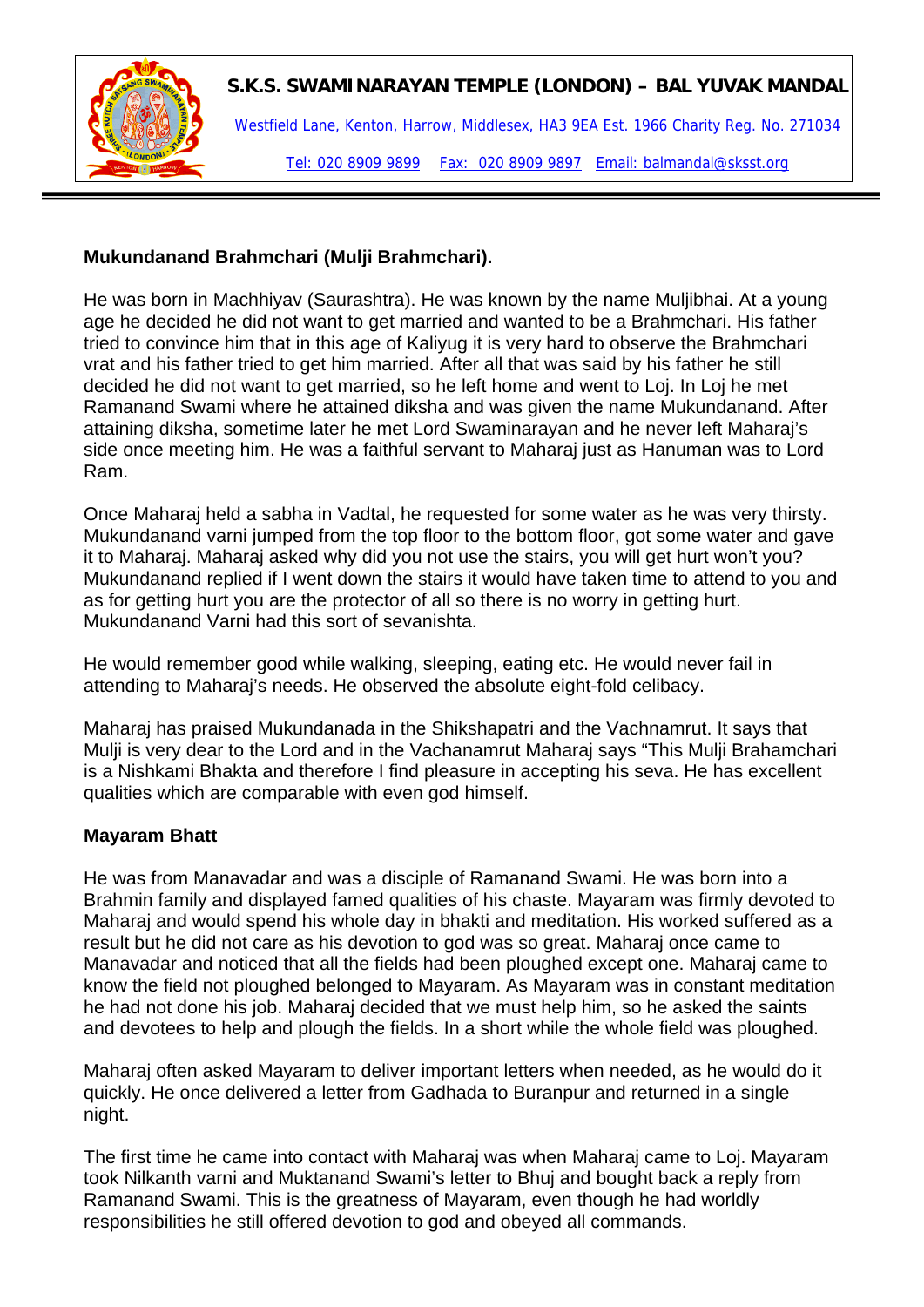## Mukundanand Brahmchari (Mulji Brahmchari).

He was born in Machhiyav (Saurashtra). He was known by the name Muljibhai. At a young age he decided he did not want to get married and wanted to be a Brahmchari. His father tried to convince him that in this age of Kaliyug it is very hard to observe the Brahmchari vrat and his father tried to get him married. After all that was said by his father he still decided he did not want to get married, so he left home and went to Loj. In Loj he met Ramanand Swami where he attained diksha and was given the name Mukundanand. After attaining diksha, sometime later he met Lord Swaminarayan and he never left Maharaj's side once meeting him. He was a faithful servant to Maharaj just as Hanuman was to Lord Ram.

Once Maharaj held a sabha in Vadtal, he requested for some water as he was very thirsty. Mukundanand varni jumped from the top floor to the bottom floor, got some water and gave it to Maharaj. Maharaj asked why did you not use the stairs, you will get hurt won't you? Mukundanand replied if I went down the stairs it would have taken time to attend to you and as for getting hurt you are the protector of all so there is no worry in getting hurt. Mukundanand Varni had this sort of sevanishta.

He would remember good while walking, sleeping, eating etc. He would never fail in attending to Maharaj's needs. He observed the absolute eight-fold celibacy.

Maharaj has praised Mukundanada in the Shikshapatri and the Vachnamrut. It says that Mulji is very dear to the Lord and in the Vachanamrut Maharaj says "This Mulji Brahamchari is a Nishkami Bhakta and therefore I find pleasure in accepting his seva. He has excellent qualities which are comparable with even god himself.

## Mayaram Bhatt

He was from Manavadar and was a disciple of Ramanand Swami. He was born into a Brahmin family and displayed famed qualities of his chaste. Mayaram was firmly devoted to Maharaj and would spend his whole day in bhakti and meditation. His worked suffered as a result but he did not care as his devotion to god was so great. Maharaj once came to Manavadar and noticed that all the fields had been ploughed except one. Maharaj came to know the field not ploughed belonged to Mayaram. As Mayaram was in constant meditation he had not done his job. Maharaj decided that we must help him, so he asked the saints and devotees to help and plough the fields. In a short while the whole field was ploughed.

Maharaj often asked Mayaram to deliver important letters when needed, as he would do it quickly. He once delivered a letter from Gadhada to Buranpur and returned in a single night.

The first time he came into contact with Maharaj was when Maharaj came to Loj. Mayaram took Nilkanth varni and Muktanand Swami's letter to Bhuj and bought back a reply from Ramanand Swami. This is the greatness of Mayaram, even though he had worldly responsibilities he still offered devotion to god and obeyed all commands.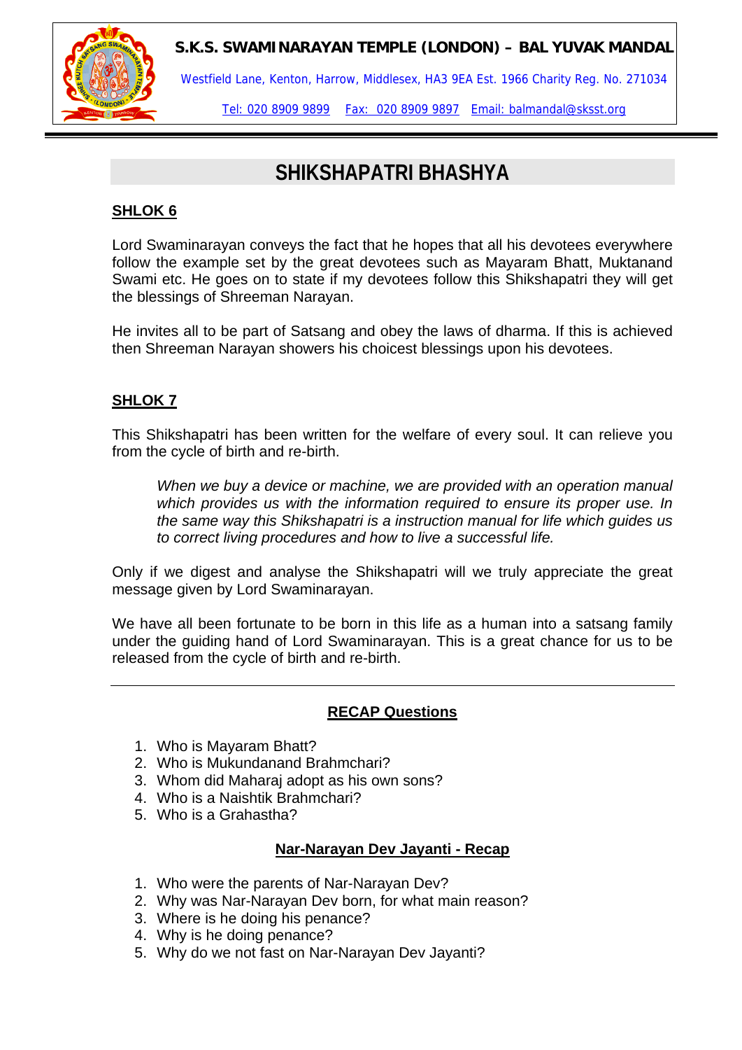# SHIKSHAPATRI BHASHYA

## SHLOK 6

Lord Swaminarayan conveys the fact that he hopes that all his devotees everywhere follow the example set by the great devotees such as Mayaram Bhatt, Muktanand Swami etc. He goes on to state if my devotees follow this Shikshapatri they will get the blessings of Shreeman Narayan.

He invites all to be part of Satsang and obey the laws of dharma. If this is achieved then Shreeman Narayan showers his choicest blessings upon his devotees.

## SHLOK 7

This Shikshapatri has been written for the welfare of every soul. It can relieve you from the cycle of birth and re-birth.

> *When we buy a device or machine, we are provided with an operation manual which provides us with the information required to ensure its proper use. In the same way this Shikshapatri is a instruction manual for life which guides us to correct living procedures and how to live a successful life.*

Only if we digest and analyse the Shikshapatri will we truly appreciate the great message given by Lord Swaminarayan.

We have all been fortunate to be born in this life as a human into a satsang family under the guiding hand of Lord Swaminarayan. This is a great chance for us to be released from the cycle of birth and re-birth.

---

### RECAP Questions

1. Who is Mayaram Bhatt?
2. Who is Mukundanand Brahmchari?
3. Whom did Maharaj adopt as his own sons?
4. Who is a Naishtik Brahmchari?
5. Who is a Grahastha?

### Nar-Narayan Dev Jayanti - Recap

1. Who were the parents of Nar-Narayan Dev?
2. Why was Nar-Narayan Dev born, for what main reason?
3. Where is he doing his penance?
4. Why is he doing penance?
5. Why do we not fast on Nar-Narayan Dev Jayanti?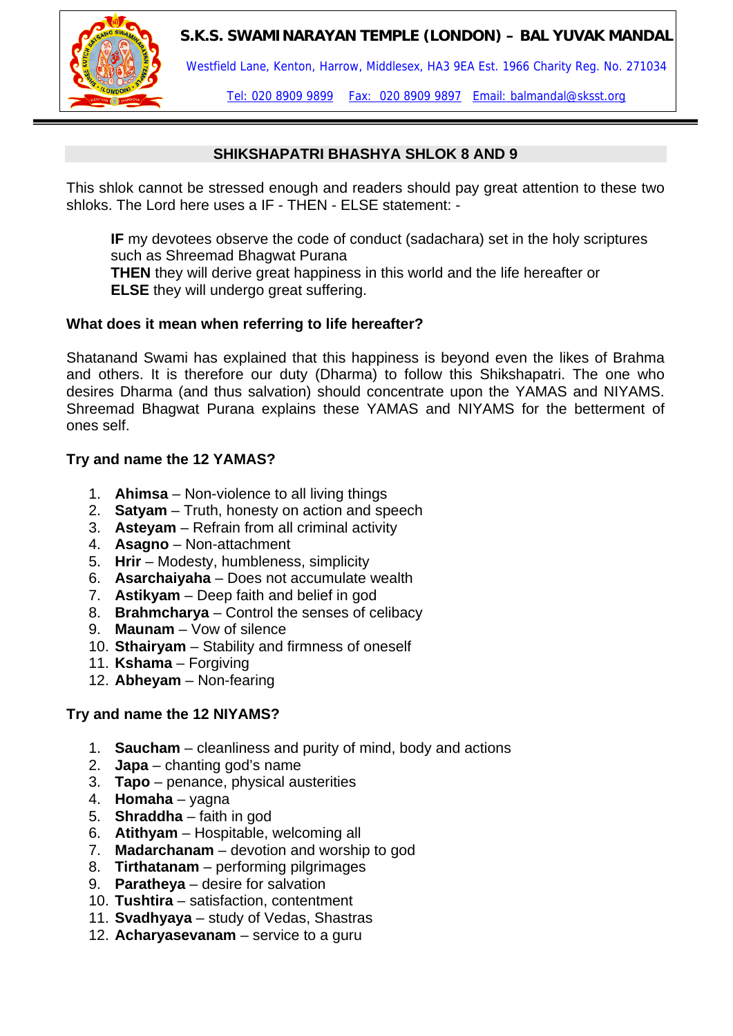**S.K.S. SWAMI NARAYAN TEMPLE (LONDON) – BAL YUVAK MANDAL**

Westfield Lane, Kenton, Harrow, Middlesex, HA3 9EA Est. 1966 Charity Reg. No. 271034

Tel: 020 8909 9899 Fax: 020 8909 9897 Email: balmandal@sksst.org

## SHIKSHAPATRI BHASHYA SHLOK 8 AND 9

This shlok cannot be stressed enough and readers should pay great attention to these two shloks. The Lord here uses a IF - THEN - ELSE statement: -

> **IF** my devotees observe the code of conduct (sadachara) set in the holy scriptures such as Shreemad Bhagwat Purana
> **THEN** they will derive great happiness in this world and the life hereafter or
> **ELSE** they will undergo great suffering.

**What does it mean when referring to life hereafter?**

Shatanand Swami has explained that this happiness is beyond even the likes of Brahma and others. It is therefore our duty (Dharma) to follow this Shikshapatri. The one who desires Dharma (and thus salvation) should concentrate upon the YAMAS and NIYAMS. Shreemad Bhagwat Purana explains these YAMAS and NIYAMS for the betterment of ones self.

**Try and name the 12 YAMAS?**

1. **Ahimsa** – Non-violence to all living things
2. **Satyam** – Truth, honesty on action and speech
3. **Asteyam** – Refrain from all criminal activity
4. **Asagno** – Non-attachment
5. **Hrir** – Modesty, humbleness, simplicity
6. **Asarchaiyaha** – Does not accumulate wealth
7. **Astikyam** – Deep faith and belief in god
8. **Brahmcharya** – Control the senses of celibacy
9. **Maunam** – Vow of silence
10. **Sthairyam** – Stability and firmness of oneself
11. **Kshama** – Forgiving
12. **Abheyam** – Non-fearing

**Try and name the 12 NIYAMS?**

1. **Saucham** – cleanliness and purity of mind, body and actions
2. **Japa** – chanting god's name
3. **Tapo** – penance, physical austerities
4. **Homaha** – yagna
5. **Shraddha** – faith in god
6. **Atithyam** – Hospitable, welcoming all
7. **Madarchanam** – devotion and worship to god
8. **Tirthatanam** – performing pilgrimages
9. **Paratheya** – desire for salvation
10. **Tushtira** – satisfaction, contentment
11. **Svadhyaya** – study of Vedas, Shastras
12. **Acharyasevanam** – service to a guru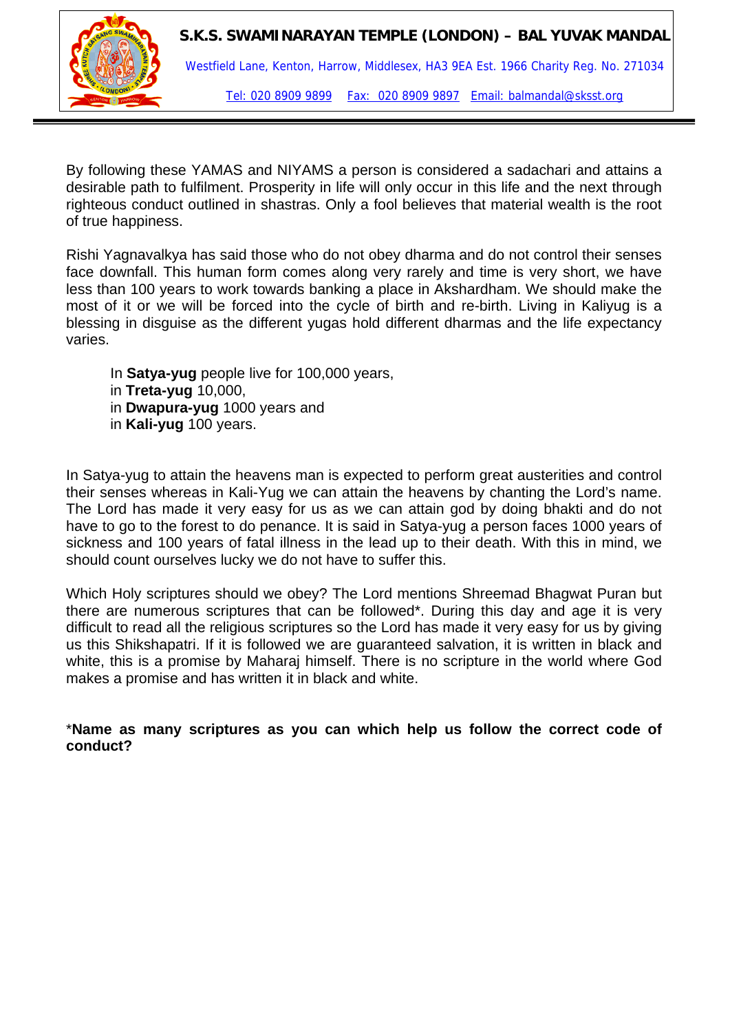By following these YAMAS and NIYAMS a person is considered a sadachari and attains a desirable path to fulfilment. Prosperity in life will only occur in this life and the next through righteous conduct outlined in shastras. Only a fool believes that material wealth is the root of true happiness.

Rishi Yagnavalkya has said those who do not obey dharma and do not control their senses face downfall. This human form comes along very rarely and time is very short, we have less than 100 years to work towards banking a place in Akshardham. We should make the most of it or we will be forced into the cycle of birth and re-birth. Living in Kaliyug is a blessing in disguise as the different yugas hold different dharmas and the life expectancy varies.

In **Satya-yug** people live for 100,000 years,
in **Treta-yug** 10,000,
in **Dwapura-yug** 1000 years and
in **Kali-yug** 100 years.

In Satya-yug to attain the heavens man is expected to perform great austerities and control their senses whereas in Kali-Yug we can attain the heavens by chanting the Lord's name. The Lord has made it very easy for us as we can attain god by doing bhakti and do not have to go to the forest to do penance. It is said in Satya-yug a person faces 1000 years of sickness and 100 years of fatal illness in the lead up to their death. With this in mind, we should count ourselves lucky we do not have to suffer this.

Which Holy scriptures should we obey? The Lord mentions Shreemad Bhagwat Puran but there are numerous scriptures that can be followed*. During this day and age it is very difficult to read all the religious scriptures so the Lord has made it very easy for us by giving us this Shikshapatri. If it is followed we are guaranteed salvation, it is written in black and white, this is a promise by Maharaj himself. There is no scripture in the world where God makes a promise and has written it in black and white.

*__Name as many scriptures as you can which help us follow the correct code of conduct?__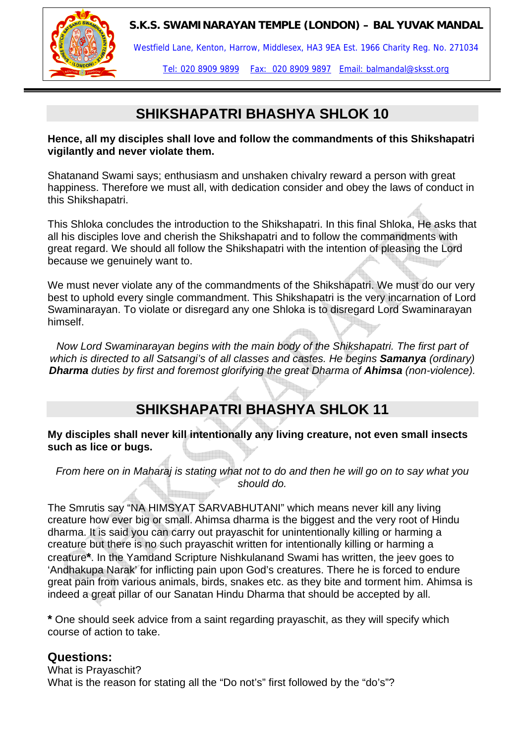## SHIKSHAPATRI BHASHYA SHLOK 10

**Hence, all my disciples shall love and follow the commandments of this Shikshapatri vigilantly and never violate them.**

Shatanand Swami says; enthusiasm and unshaken chivalry reward a person with great happiness. Therefore we must all, with dedication consider and obey the laws of conduct in this Shikshapatri.

This Shloka concludes the introduction to the Shikshapatri. In this final Shloka, He asks that all his disciples love and cherish the Shikshapatri and to follow the commandments with great regard. We should all follow the Shikshapatri with the intention of pleasing the Lord because we genuinely want to.

We must never violate any of the commandments of the Shikshapatri. We must do our very best to uphold every single commandment. This Shikshapatri is the very incarnation of Lord Swaminarayan. To violate or disregard any one Shloka is to disregard Lord Swaminarayan himself.

*Now Lord Swaminarayan begins with the main body of the Shikshapatri. The first part of which is directed to all Satsangi's of all classes and castes. He begins **Samanya** (ordinary) **Dharma** duties by first and foremost glorifying the great Dharma of **Ahimsa** (non-violence).*

## SHIKSHAPATRI BHASHYA SHLOK 11

**My disciples shall never kill intentionally any living creature, not even small insects such as lice or bugs.**

*From here on in Maharaj is stating what not to do and then he will go on to say what you should do.*

The Smrutis say "NA HIMSYAT SARVABHUTANI" which means never kill any living creature how ever big or small. Ahimsa dharma is the biggest and the very root of Hindu dharma. It is said you can carry out prayaschit for unintentionally killing or harming a creature but there is no such prayaschit written for intentionally killing or harming a creature**\***. In the Yamdand Scripture Nishkulanand Swami has written, the jeev goes to 'Andhakupa Narak' for inflicting pain upon God's creatures. There he is forced to endure great pain from various animals, birds, snakes etc. as they bite and torment him. Ahimsa is indeed a great pillar of our Sanatan Hindu Dharma that should be accepted by all.

**\*** One should seek advice from a saint regarding prayaschit, as they will specify which course of action to take.

### Questions:

What is Prayaschit?
What is the reason for stating all the "Do not's" first followed by the "do's"?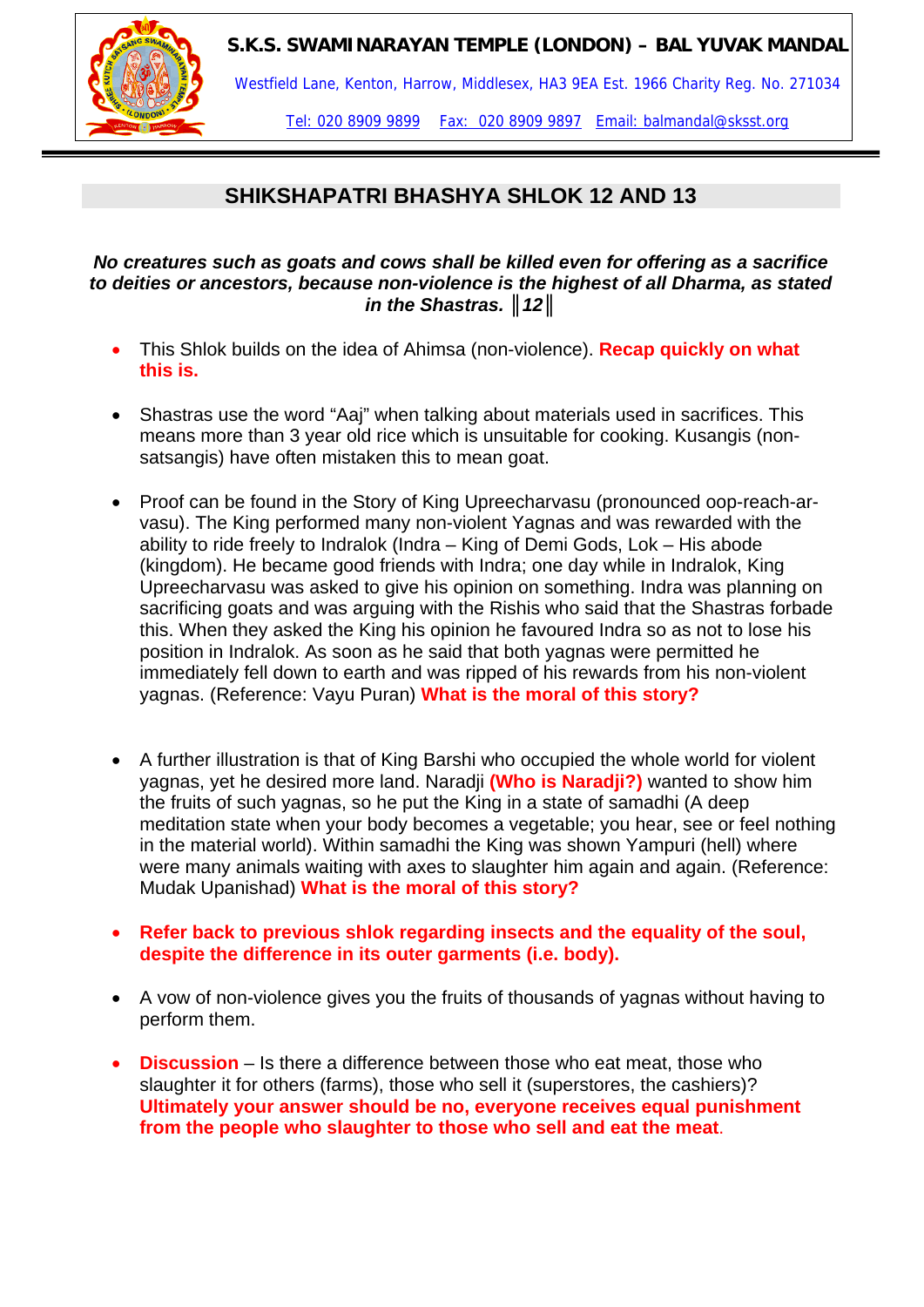**S.K.S. SWAMI NARAYAN TEMPLE (LONDON) – BAL YUVAK MANDAL**

Westfield Lane, Kenton, Harrow, Middlesex, HA3 9EA Est. 1966 Charity Reg. No. 271034

Tel: 020 8909 9899 Fax: 020 8909 9897 Email: balmandal@sksst.org

## SHIKSHAPATRI BHASHYA SHLOK 12 AND 13

***No creatures such as goats and cows shall be killed even for offering as a sacrifice to deities or ancestors, because non-violence is the highest of all Dharma, as stated in the Shastras. ║12║***

- This Shlok builds on the idea of Ahimsa (non-violence). **Recap quickly on what this is.**

- Shastras use the word "Aaj" when talking about materials used in sacrifices. This means more than 3 year old rice which is unsuitable for cooking. Kusangis (non-satsangis) have often mistaken this to mean goat.

- Proof can be found in the Story of King Upreecharvasu (pronounced oop-reach-ar-vasu). The King performed many non-violent Yagnas and was rewarded with the ability to ride freely to Indralok (Indra – King of Demi Gods, Lok – His abode (kingdom). He became good friends with Indra; one day while in Indralok, King Upreecharvasu was asked to give his opinion on something. Indra was planning on sacrificing goats and was arguing with the Rishis who said that the Shastras forbade this. When they asked the King his opinion he favoured Indra so as not to lose his position in Indralok. As soon as he said that both yagnas were permitted he immediately fell down to earth and was ripped of his rewards from his non-violent yagnas. (Reference: Vayu Puran) **What is the moral of this story?**

- A further illustration is that of King Barshi who occupied the whole world for violent yagnas, yet he desired more land. Naradji **(Who is Naradji?)** wanted to show him the fruits of such yagnas, so he put the King in a state of samadhi (A deep meditation state when your body becomes a vegetable; you hear, see or feel nothing in the material world). Within samadhi the King was shown Yampuri (hell) where were many animals waiting with axes to slaughter him again and again. (Reference: Mudak Upanishad) **What is the moral of this story?**

- **Refer back to previous shlok regarding insects and the equality of the soul, despite the difference in its outer garments (i.e. body).**

- A vow of non-violence gives you the fruits of thousands of yagnas without having to perform them.

- **Discussion** – Is there a difference between those who eat meat, those who slaughter it for others (farms), those who sell it (superstores, the cashiers)? **Ultimately your answer should be no, everyone receives equal punishment from the people who slaughter to those who sell and eat the meat.**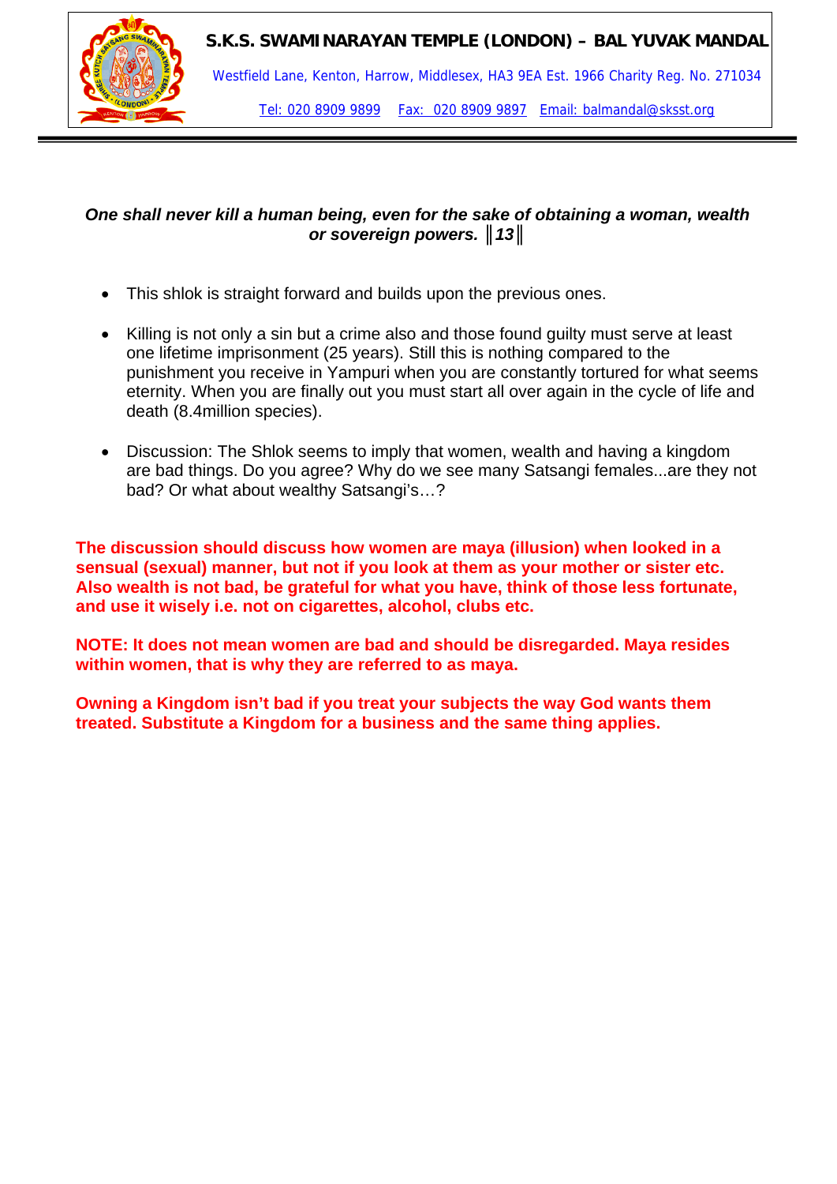**S.K.S. SWAMI NARAYAN TEMPLE (LONDON) – BAL YUVAK MANDAL**

Westfield Lane, Kenton, Harrow, Middlesex, HA3 9EA Est. 1966 Charity Reg. No. 271034

Tel: 020 8909 9899 Fax: 020 8909 9897 Email: balmandal@sksst.org

***One shall never kill a human being, even for the sake of obtaining a woman, wealth or sovereign powers. ║13║***

- This shlok is straight forward and builds upon the previous ones.
- Killing is not only a sin but a crime also and those found guilty must serve at least one lifetime imprisonment (25 years). Still this is nothing compared to the punishment you receive in Yampuri when you are constantly tortured for what seems eternity. When you are finally out you must start all over again in the cycle of life and death (8.4million species).
- Discussion: The Shlok seems to imply that women, wealth and having a kingdom are bad things. Do you agree? Why do we see many Satsangi females...are they not bad? Or what about wealthy Satsangi's…?

**The discussion should discuss how women are maya (illusion) when looked in a sensual (sexual) manner, but not if you look at them as your mother or sister etc. Also wealth is not bad, be grateful for what you have, think of those less fortunate, and use it wisely i.e. not on cigarettes, alcohol, clubs etc.**

**NOTE: It does not mean women are bad and should be disregarded. Maya resides within women, that is why they are referred to as maya.**

**Owning a Kingdom isn't bad if you treat your subjects the way God wants them treated. Substitute a Kingdom for a business and the same thing applies.**